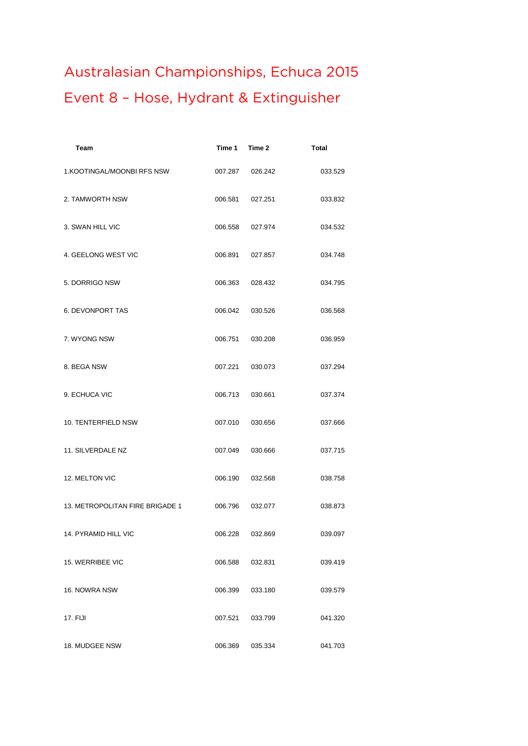# Australasian Championships, Echuca 2015

## Event 8 – Hose, Hydrant & Extinguisher

| Team | Time 1 | Time 2 | Total |
|---|---|---|---|
| 1.KOOTINGAL/MOONBI RFS NSW | 007.287 | 026.242 | 033.529 |
| 2. TAMWORTH NSW | 006.581 | 027.251 | 033.832 |
| 3. SWAN HILL VIC | 006.558 | 027.974 | 034.532 |
| 4. GEELONG WEST VIC | 006.891 | 027.857 | 034.748 |
| 5. DORRIGO NSW | 006.363 | 028.432 | 034.795 |
| 6. DEVONPORT TAS | 006.042 | 030.526 | 036.568 |
| 7. WYONG NSW | 006.751 | 030.208 | 036.959 |
| 8. BEGA NSW | 007.221 | 030.073 | 037.294 |
| 9. ECHUCA VIC | 006.713 | 030.661 | 037.374 |
| 10. TENTERFIELD NSW | 007.010 | 030.656 | 037.666 |
| 11. SILVERDALE NZ | 007.049 | 030.666 | 037.715 |
| 12. MELTON VIC | 006.190 | 032.568 | 038.758 |
| 13. METROPOLITAN FIRE BRIGADE 1 | 006.796 | 032.077 | 038.873 |
| 14. PYRAMID HILL VIC | 006.228 | 032.869 | 039.097 |
| 15. WERRIBEE VIC | 006.588 | 032.831 | 039.419 |
| 16. NOWRA NSW | 006.399 | 033.180 | 039.579 |
| 17. FIJI | 007.521 | 033.799 | 041.320 |
| 18. MUDGEE NSW | 006.369 | 035.334 | 041.703 |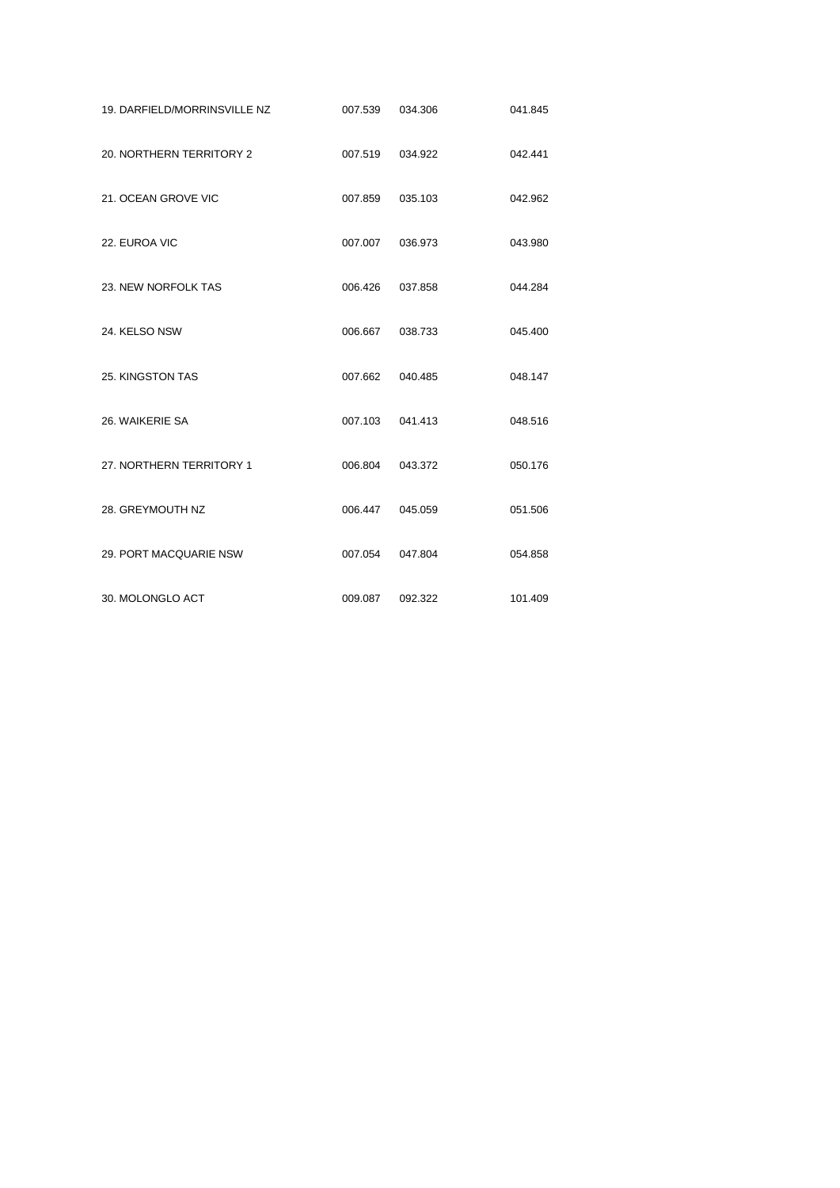| | | | |
|---|---|---|---|
| 19. DARFIELD/MORRINSVILLE NZ | 007.539 | 034.306 | 041.845 |
| 20. NORTHERN TERRITORY 2 | 007.519 | 034.922 | 042.441 |
| 21. OCEAN GROVE VIC | 007.859 | 035.103 | 042.962 |
| 22. EUROA VIC | 007.007 | 036.973 | 043.980 |
| 23. NEW NORFOLK TAS | 006.426 | 037.858 | 044.284 |
| 24. KELSO NSW | 006.667 | 038.733 | 045.400 |
| 25. KINGSTON TAS | 007.662 | 040.485 | 048.147 |
| 26. WAIKERIE SA | 007.103 | 041.413 | 048.516 |
| 27. NORTHERN TERRITORY 1 | 006.804 | 043.372 | 050.176 |
| 28. GREYMOUTH NZ | 006.447 | 045.059 | 051.506 |
| 29. PORT MACQUARIE NSW | 007.054 | 047.804 | 054.858 |
| 30. MOLONGLO ACT | 009.087 | 092.322 | 101.409 |